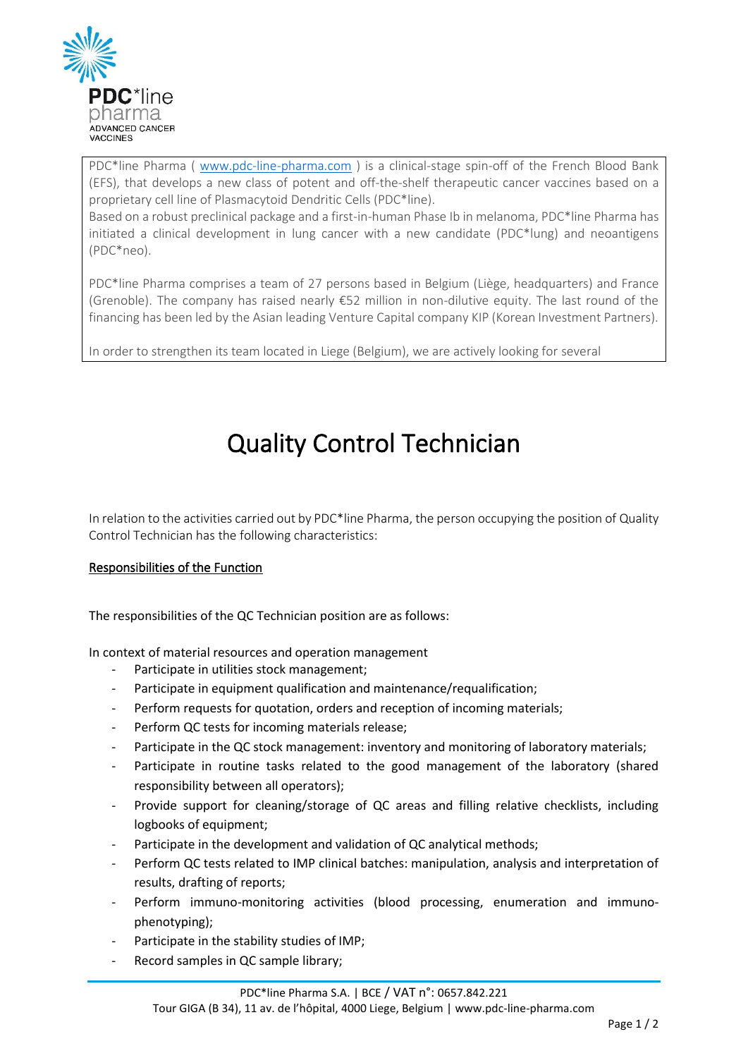PDC*line pharma
ADVANCED CANCER VACCINES

PDC*line Pharma ( www.pdc-line-pharma.com ) is a clinical-stage spin-off of the French Blood Bank (EFS), that develops a new class of potent and off-the-shelf therapeutic cancer vaccines based on a proprietary cell line of Plasmacytoid Dendritic Cells (PDC*line).
Based on a robust preclinical package and a first-in-human Phase Ib in melanoma, PDC*line Pharma has initiated a clinical development in lung cancer with a new candidate (PDC*lung) and neoantigens (PDC*neo).

PDC*line Pharma comprises a team of 27 persons based in Belgium (Liège, headquarters) and France (Grenoble). The company has raised nearly €52 million in non-dilutive equity. The last round of the financing has been led by the Asian leading Venture Capital company KIP (Korean Investment Partners).

In order to strengthen its team located in Liege (Belgium), we are actively looking for several

# Quality Control Technician

In relation to the activities carried out by PDC*line Pharma, the person occupying the position of Quality Control Technician has the following characteristics:

## Responsibilities of the Function

The responsibilities of the QC Technician position are as follows:

In context of material resources and operation management

- Participate in utilities stock management;
- Participate in equipment qualification and maintenance/requalification;
- Perform requests for quotation, orders and reception of incoming materials;
- Perform QC tests for incoming materials release;
- Participate in the QC stock management: inventory and monitoring of laboratory materials;
- Participate in routine tasks related to the good management of the laboratory (shared responsibility between all operators);
- Provide support for cleaning/storage of QC areas and filling relative checklists, including logbooks of equipment;
- Participate in the development and validation of QC analytical methods;
- Perform QC tests related to IMP clinical batches: manipulation, analysis and interpretation of results, drafting of reports;
- Perform immuno-monitoring activities (blood processing, enumeration and immuno-phenotyping);
- Participate in the stability studies of IMP;
- Record samples in QC sample library;

PDC*line Pharma S.A. | BCE / VAT n°: 0657.842.221
Tour GIGA (B 34), 11 av. de l'hôpital, 4000 Liege, Belgium | www.pdc-line-pharma.com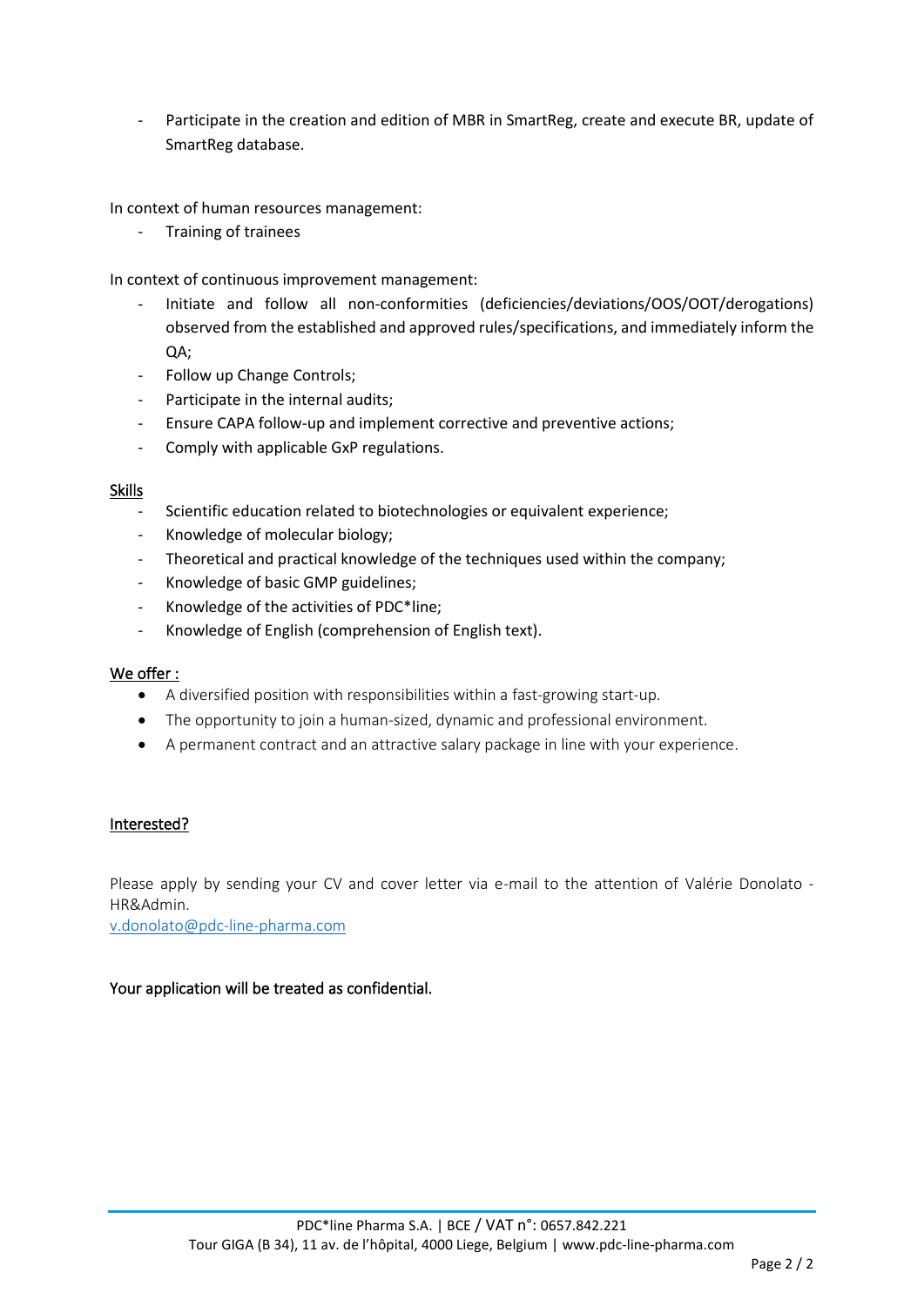- Participate in the creation and edition of MBR in SmartReg, create and execute BR, update of SmartReg database.

In context of human resources management:

- Training of trainees

In context of continuous improvement management:

- Initiate and follow all non-conformities (deficiencies/deviations/OOS/OOT/derogations) observed from the established and approved rules/specifications, and immediately inform the QA;
- Follow up Change Controls;
- Participate in the internal audits;
- Ensure CAPA follow-up and implement corrective and preventive actions;
- Comply with applicable GxP regulations.

## Skills

- Scientific education related to biotechnologies or equivalent experience;
- Knowledge of molecular biology;
- Theoretical and practical knowledge of the techniques used within the company;
- Knowledge of basic GMP guidelines;
- Knowledge of the activities of PDC*line;
- Knowledge of English (comprehension of English text).

## We offer :

- A diversified position with responsibilities within a fast-growing start-up.
- The opportunity to join a human-sized, dynamic and professional environment.
- A permanent contract and an attractive salary package in line with your experience.

## Interested?

Please apply by sending your CV and cover letter via e-mail to the attention of Valérie Donolato - HR&Admin.
v.donolato@pdc-line-pharma.com

Your application will be treated as confidential.

PDC*line Pharma S.A. | BCE / VAT n°: 0657.842.221
Tour GIGA (B 34), 11 av. de l'hôpital, 4000 Liege, Belgium | www.pdc-line-pharma.com